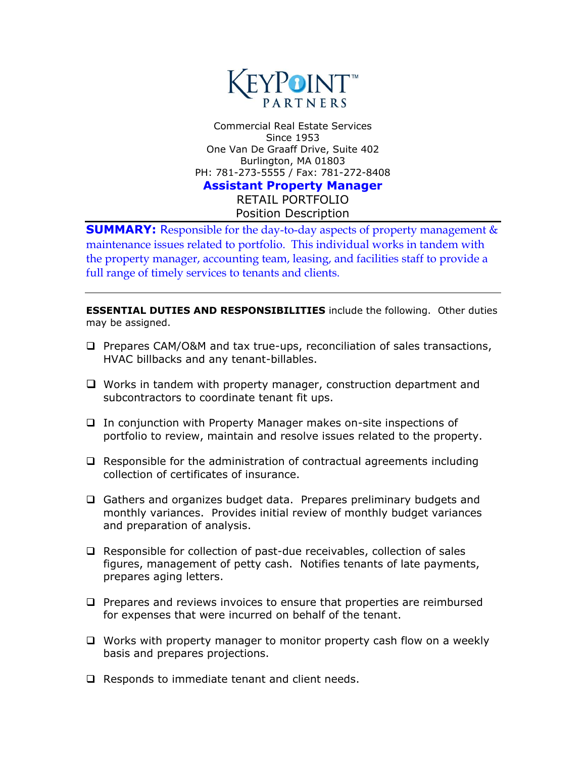# KEYPOINT™ PARTNERS

Commercial Real Estate Services
Since 1953
One Van De Graaff Drive, Suite 402
Burlington, MA 01803
PH: 781-273-5555 / Fax: 781-272-8408

## Assistant Property Manager

RETAIL PORTFOLIO
Position Description

**SUMMARY:** Responsible for the day-to-day aspects of property management & maintenance issues related to portfolio. This individual works in tandem with the property manager, accounting team, leasing, and facilities staff to provide a full range of timely services to tenants and clients.

---

**ESSENTIAL DUTIES AND RESPONSIBILITIES** include the following. Other duties may be assigned.

- Prepares CAM/O&M and tax true-ups, reconciliation of sales transactions, HVAC billbacks and any tenant-billables.
- Works in tandem with property manager, construction department and subcontractors to coordinate tenant fit ups.
- In conjunction with Property Manager makes on-site inspections of portfolio to review, maintain and resolve issues related to the property.
- Responsible for the administration of contractual agreements including collection of certificates of insurance.
- Gathers and organizes budget data. Prepares preliminary budgets and monthly variances. Provides initial review of monthly budget variances and preparation of analysis.
- Responsible for collection of past-due receivables, collection of sales figures, management of petty cash. Notifies tenants of late payments, prepares aging letters.
- Prepares and reviews invoices to ensure that properties are reimbursed for expenses that were incurred on behalf of the tenant.
- Works with property manager to monitor property cash flow on a weekly basis and prepares projections.
- Responds to immediate tenant and client needs.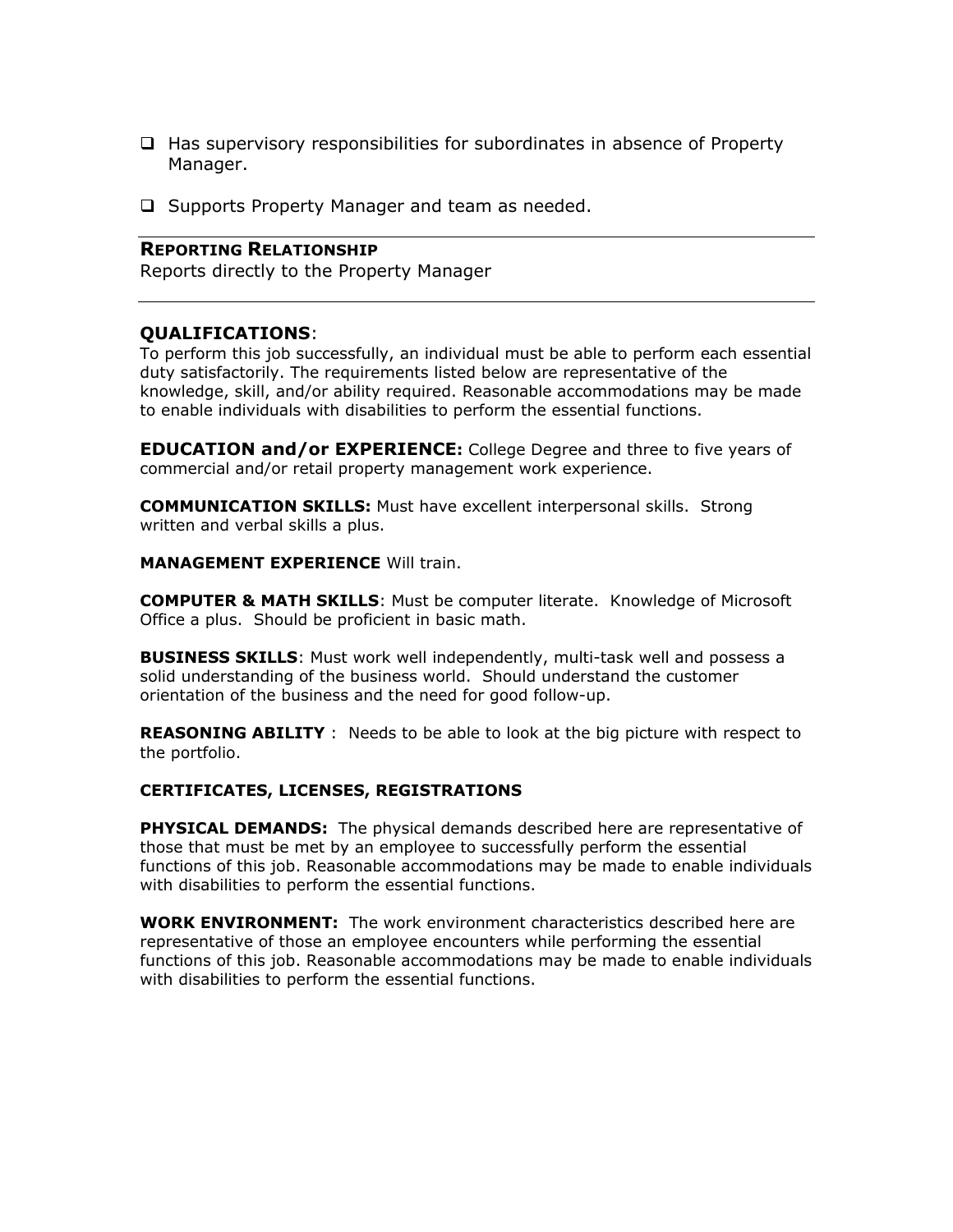- Has supervisory responsibilities for subordinates in absence of Property Manager.

- Supports Property Manager and team as needed.

---

**REPORTING RELATIONSHIP**

Reports directly to the Property Manager

---

## QUALIFICATIONS:

To perform this job successfully, an individual must be able to perform each essential duty satisfactorily. The requirements listed below are representative of the knowledge, skill, and/or ability required. Reasonable accommodations may be made to enable individuals with disabilities to perform the essential functions.

**EDUCATION and/or EXPERIENCE:** College Degree and three to five years of commercial and/or retail property management work experience.

**COMMUNICATION SKILLS:** Must have excellent interpersonal skills. Strong written and verbal skills a plus.

**MANAGEMENT EXPERIENCE** Will train.

**COMPUTER & MATH SKILLS**: Must be computer literate. Knowledge of Microsoft Office a plus. Should be proficient in basic math.

**BUSINESS SKILLS**: Must work well independently, multi-task well and possess a solid understanding of the business world. Should understand the customer orientation of the business and the need for good follow-up.

**REASONING ABILITY** : Needs to be able to look at the big picture with respect to the portfolio.

**CERTIFICATES, LICENSES, REGISTRATIONS**

**PHYSICAL DEMANDS:** The physical demands described here are representative of those that must be met by an employee to successfully perform the essential functions of this job. Reasonable accommodations may be made to enable individuals with disabilities to perform the essential functions.

**WORK ENVIRONMENT:** The work environment characteristics described here are representative of those an employee encounters while performing the essential functions of this job. Reasonable accommodations may be made to enable individuals with disabilities to perform the essential functions.